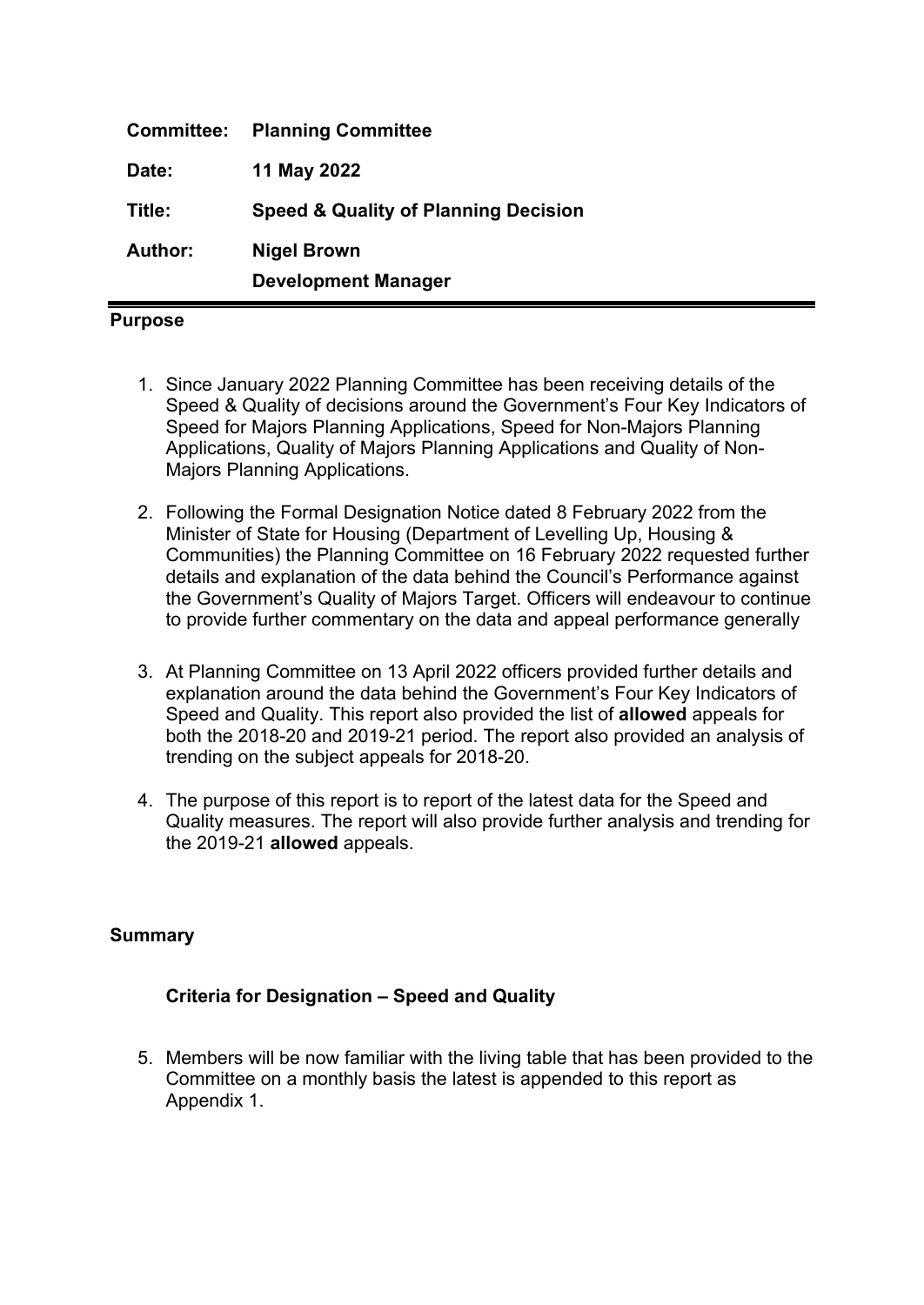| | |
|---|---|
| **Committee:** | **Planning Committee** |
| **Date:** | **11 May 2022** |
| **Title:** | **Speed & Quality of Planning Decision** |
| **Author:** | **Nigel Brown** |
| | **Development Manager** |

## Purpose

1. Since January 2022 Planning Committee has been receiving details of the Speed & Quality of decisions around the Government's Four Key Indicators of Speed for Majors Planning Applications, Speed for Non-Majors Planning Applications, Quality of Majors Planning Applications and Quality of Non-Majors Planning Applications.

2. Following the Formal Designation Notice dated 8 February 2022 from the Minister of State for Housing (Department of Levelling Up, Housing & Communities) the Planning Committee on 16 February 2022 requested further details and explanation of the data behind the Council's Performance against the Government's Quality of Majors Target. Officers will endeavour to continue to provide further commentary on the data and appeal performance generally

3. At Planning Committee on 13 April 2022 officers provided further details and explanation around the data behind the Government's Four Key Indicators of Speed and Quality. This report also provided the list of **allowed** appeals for both the 2018-20 and 2019-21 period. The report also provided an analysis of trending on the subject appeals for 2018-20.

4. The purpose of this report is to report of the latest data for the Speed and Quality measures. The report will also provide further analysis and trending for the 2019-21 **allowed** appeals.

## Summary

### Criteria for Designation – Speed and Quality

5. Members will be now familiar with the living table that has been provided to the Committee on a monthly basis the latest is appended to this report as Appendix 1.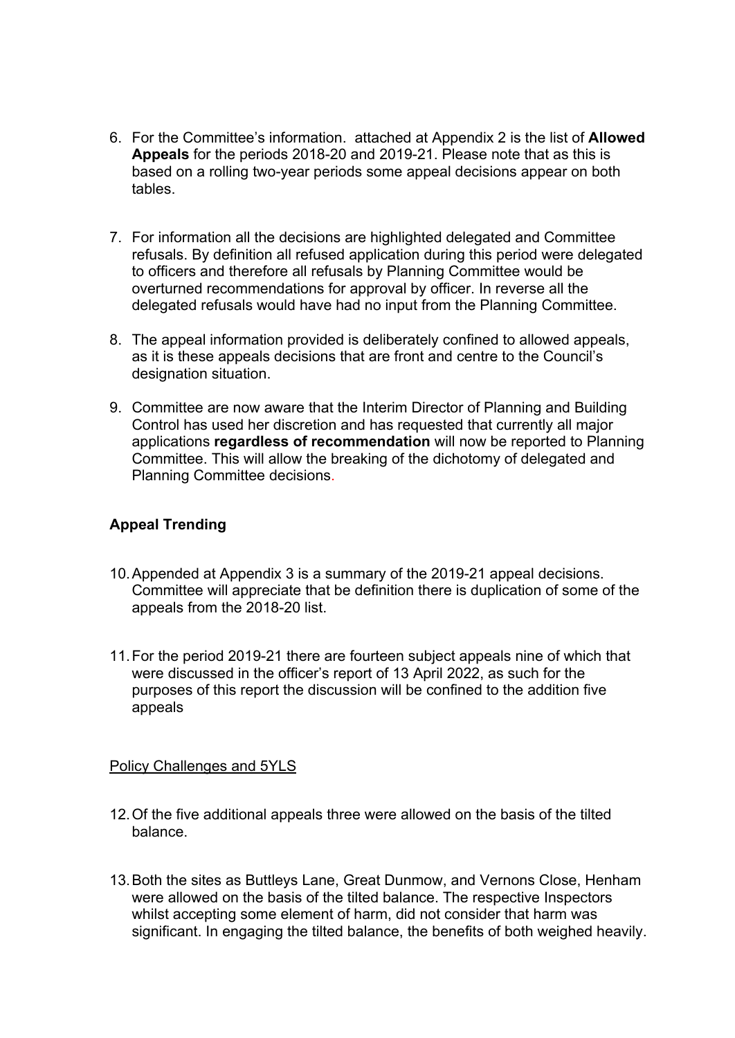6. For the Committee's information. attached at Appendix 2 is the list of **Allowed Appeals** for the periods 2018-20 and 2019-21. Please note that as this is based on a rolling two-year periods some appeal decisions appear on both tables.

7. For information all the decisions are highlighted delegated and Committee refusals. By definition all refused application during this period were delegated to officers and therefore all refusals by Planning Committee would be overturned recommendations for approval by officer. In reverse all the delegated refusals would have had no input from the Planning Committee.

8. The appeal information provided is deliberately confined to allowed appeals, as it is these appeals decisions that are front and centre to the Council's designation situation.

9. Committee are now aware that the Interim Director of Planning and Building Control has used her discretion and has requested that currently all major applications **regardless of recommendation** will now be reported to Planning Committee. This will allow the breaking of the dichotomy of delegated and Planning Committee decisions.

## Appeal Trending

10. Appended at Appendix 3 is a summary of the 2019-21 appeal decisions. Committee will appreciate that be definition there is duplication of some of the appeals from the 2018-20 list.

11. For the period 2019-21 there are fourteen subject appeals nine of which that were discussed in the officer's report of 13 April 2022, as such for the purposes of this report the discussion will be confined to the addition five appeals

Policy Challenges and 5YLS

12. Of the five additional appeals three were allowed on the basis of the tilted balance.

13. Both the sites as Buttleys Lane, Great Dunmow, and Vernons Close, Henham were allowed on the basis of the tilted balance. The respective Inspectors whilst accepting some element of harm, did not consider that harm was significant. In engaging the tilted balance, the benefits of both weighed heavily.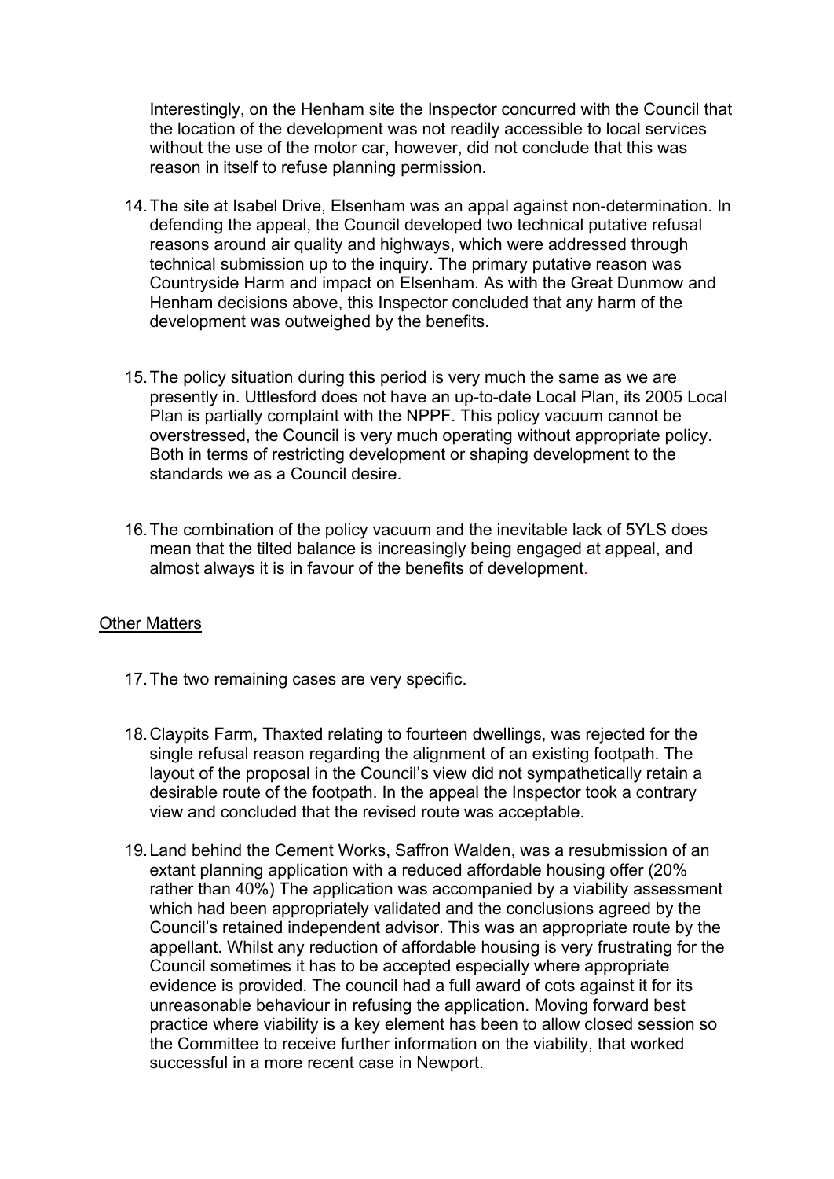Interestingly, on the Henham site the Inspector concurred with the Council that the location of the development was not readily accessible to local services without the use of the motor car, however, did not conclude that this was reason in itself to refuse planning permission.

14. The site at Isabel Drive, Elsenham was an appal against non-determination. In defending the appeal, the Council developed two technical putative refusal reasons around air quality and highways, which were addressed through technical submission up to the inquiry. The primary putative reason was Countryside Harm and impact on Elsenham. As with the Great Dunmow and Henham decisions above, this Inspector concluded that any harm of the development was outweighed by the benefits.

15. The policy situation during this period is very much the same as we are presently in. Uttlesford does not have an up-to-date Local Plan, its 2005 Local Plan is partially complaint with the NPPF. This policy vacuum cannot be overstressed, the Council is very much operating without appropriate policy. Both in terms of restricting development or shaping development to the standards we as a Council desire.

16. The combination of the policy vacuum and the inevitable lack of 5YLS does mean that the tilted balance is increasingly being engaged at appeal, and almost always it is in favour of the benefits of development.

## Other Matters

17. The two remaining cases are very specific.

18. Claypits Farm, Thaxted relating to fourteen dwellings, was rejected for the single refusal reason regarding the alignment of an existing footpath. The layout of the proposal in the Council's view did not sympathetically retain a desirable route of the footpath. In the appeal the Inspector took a contrary view and concluded that the revised route was acceptable.

19. Land behind the Cement Works, Saffron Walden, was a resubmission of an extant planning application with a reduced affordable housing offer (20% rather than 40%) The application was accompanied by a viability assessment which had been appropriately validated and the conclusions agreed by the Council's retained independent advisor. This was an appropriate route by the appellant. Whilst any reduction of affordable housing is very frustrating for the Council sometimes it has to be accepted especially where appropriate evidence is provided. The council had a full award of cots against it for its unreasonable behaviour in refusing the application. Moving forward best practice where viability is a key element has been to allow closed session so the Committee to receive further information on the viability, that worked successful in a more recent case in Newport.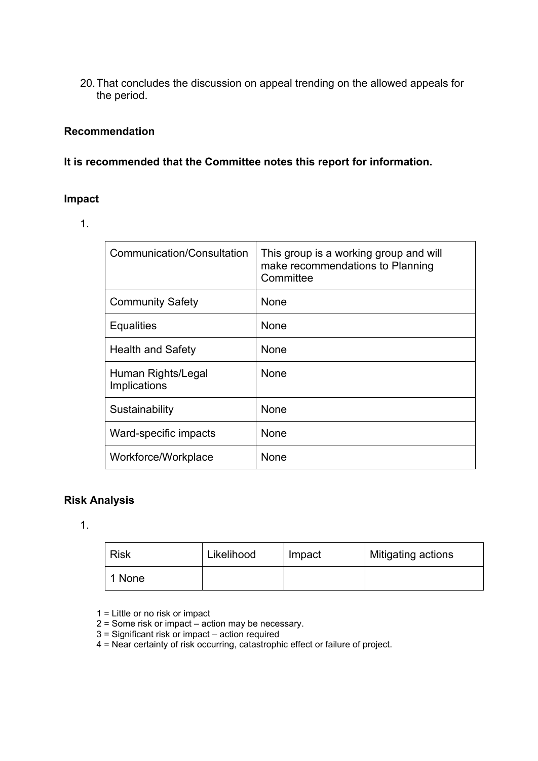20. That concludes the discussion on appeal trending on the allowed appeals for the period.

**Recommendation**

**It is recommended that the Committee notes this report for information.**

**Impact**

1.

| | |
|---|---|
| Communication/Consultation | This group is a working group and will make recommendations to Planning Committee |
| Community Safety | None |
| Equalities | None |
| Health and Safety | None |
| Human Rights/Legal Implications | None |
| Sustainability | None |
| Ward-specific impacts | None |
| Workforce/Workplace | None |

**Risk Analysis**

1.

| Risk | Likelihood | Impact | Mitigating actions |
|---|---|---|---|
| 1 None | | | |

1 = Little or no risk or impact
2 = Some risk or impact – action may be necessary.
3 = Significant risk or impact – action required
4 = Near certainty of risk occurring, catastrophic effect or failure of project.